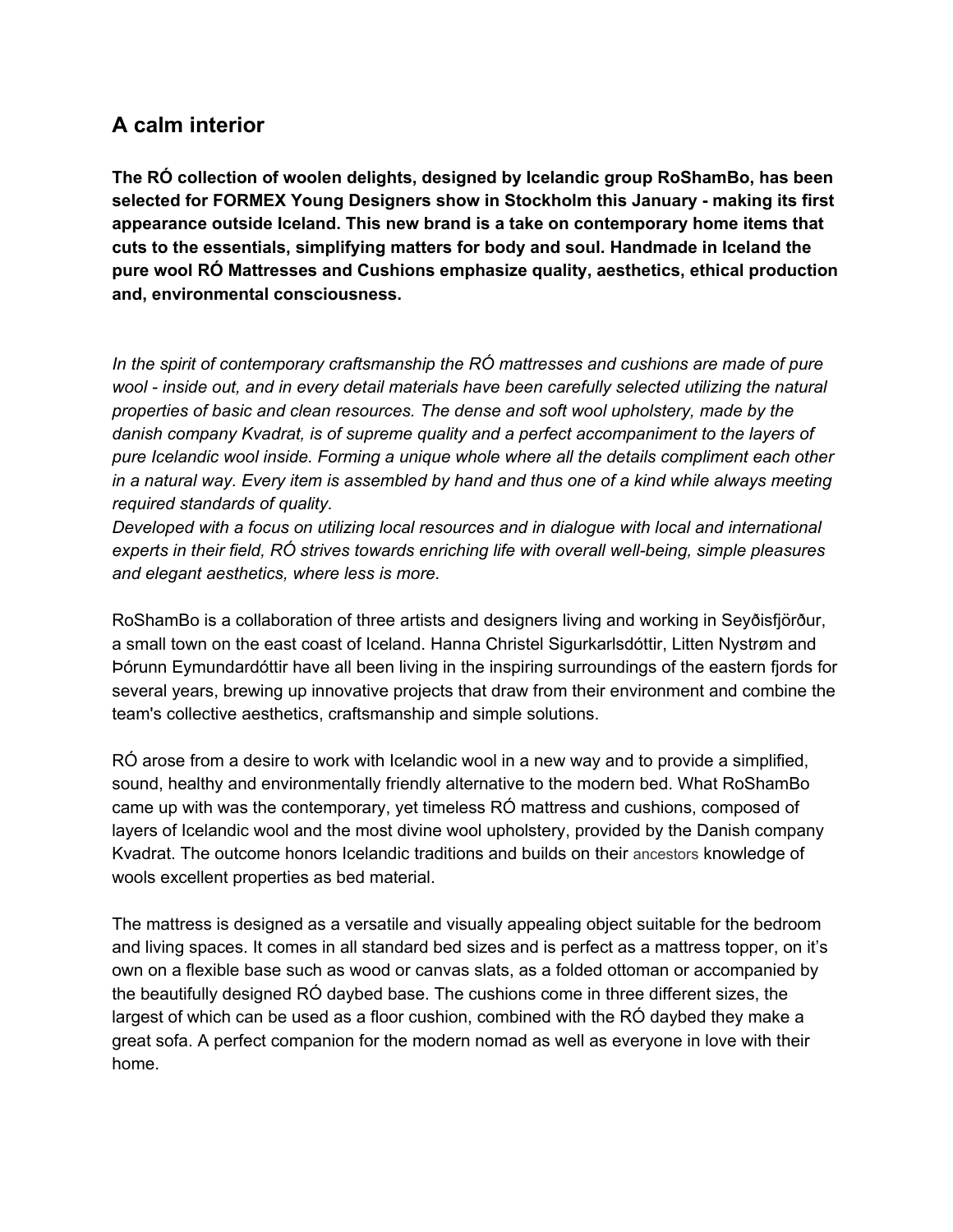## A calm interior

**The RÓ collection of woolen delights, designed by Icelandic group RoShamBo, has been selected for FORMEX Young Designers show in Stockholm this January - making its first appearance outside Iceland. This new brand is a take on contemporary home items that cuts to the essentials, simplifying matters for body and soul. Handmade in Iceland the pure wool RÓ Mattresses and Cushions emphasize quality, aesthetics, ethical production and, environmental consciousness.**

*In the spirit of contemporary craftsmanship the RÓ mattresses and cushions are made of pure wool - inside out, and in every detail materials have been carefully selected utilizing the natural properties of basic and clean resources. The dense and soft wool upholstery, made by the danish company Kvadrat, is of supreme quality and a perfect accompaniment to the layers of pure Icelandic wool inside. Forming a unique whole where all the details compliment each other in a natural way. Every item is assembled by hand and thus one of a kind while always meeting required standards of quality.*
*Developed with a focus on utilizing local resources and in dialogue with local and international experts in their field, RÓ strives towards enriching life with overall well-being, simple pleasures and elegant aesthetics, where less is more.*

RoShamBo is a collaboration of three artists and designers living and working in Seyðisfjörður, a small town on the east coast of Iceland. Hanna Christel Sigurkarlsdóttir, Litten Nystrøm and Þórunn Eymundardóttir have all been living in the inspiring surroundings of the eastern fjords for several years, brewing up innovative projects that draw from their environment and combine the team's collective aesthetics, craftsmanship and simple solutions.

RÓ arose from a desire to work with Icelandic wool in a new way and to provide a simplified, sound, healthy and environmentally friendly alternative to the modern bed. What RoShamBo came up with was the contemporary, yet timeless RÓ mattress and cushions, composed of layers of Icelandic wool and the most divine wool upholstery, provided by the Danish company Kvadrat. The outcome honors Icelandic traditions and builds on their ancestors knowledge of wools excellent properties as bed material.

The mattress is designed as a versatile and visually appealing object suitable for the bedroom and living spaces. It comes in all standard bed sizes and is perfect as a mattress topper, on it's own on a flexible base such as wood or canvas slats, as a folded ottoman or accompanied by the beautifully designed RÓ daybed base. The cushions come in three different sizes, the largest of which can be used as a floor cushion, combined with the RÓ daybed they make a great sofa. A perfect companion for the modern nomad as well as everyone in love with their home.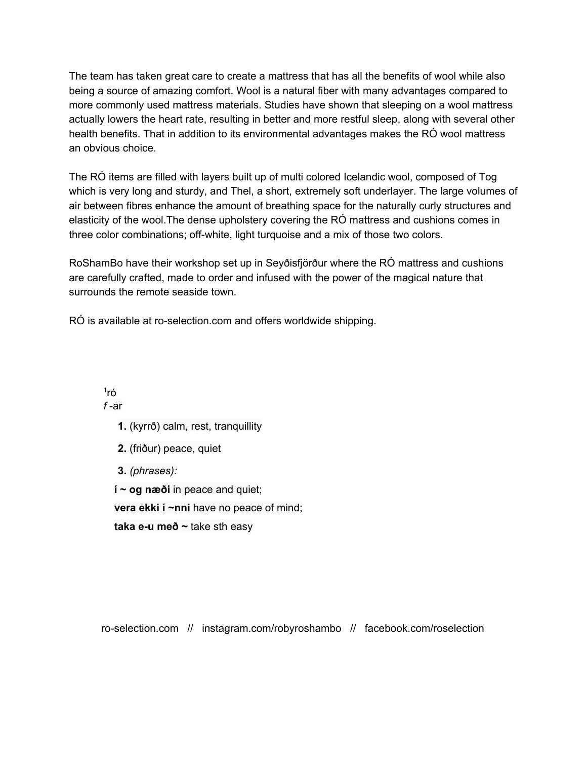The team has taken great care to create a mattress that has all the benefits of wool while also being a source of amazing comfort. Wool is a natural fiber with many advantages compared to more commonly used mattress materials. Studies have shown that sleeping on a wool mattress actually lowers the heart rate, resulting in better and more restful sleep, along with several other health benefits. That in addition to its environmental advantages makes the RÓ wool mattress an obvious choice.

The RÓ items are filled with layers built up of multi colored Icelandic wool, composed of Tog which is very long and sturdy, and Thel, a short, extremely soft underlayer. The large volumes of air between fibres enhance the amount of breathing space for the naturally curly structures and elasticity of the wool.The dense upholstery covering the RÓ mattress and cushions comes in three color combinations; off-white, light turquoise and a mix of those two colors.

RoShamBo have their workshop set up in Seyðisfjörður where the RÓ mattress and cushions are carefully crafted, made to order and infused with the power of the magical nature that surrounds the remote seaside town.

RÓ is available at ro-selection.com and offers worldwide shipping.

[1]ró
*f* -ar

1. (kyrrð) calm, rest, tranquillity
2. (friður) peace, quiet
3. *(phrases):*

**í ~ og næði** in peace and quiet;
**vera ekki í ~nni** have no peace of mind;
**taka e-u með ~** take sth easy

ro-selection.com // instagram.com/robyroshambo // facebook.com/roselection